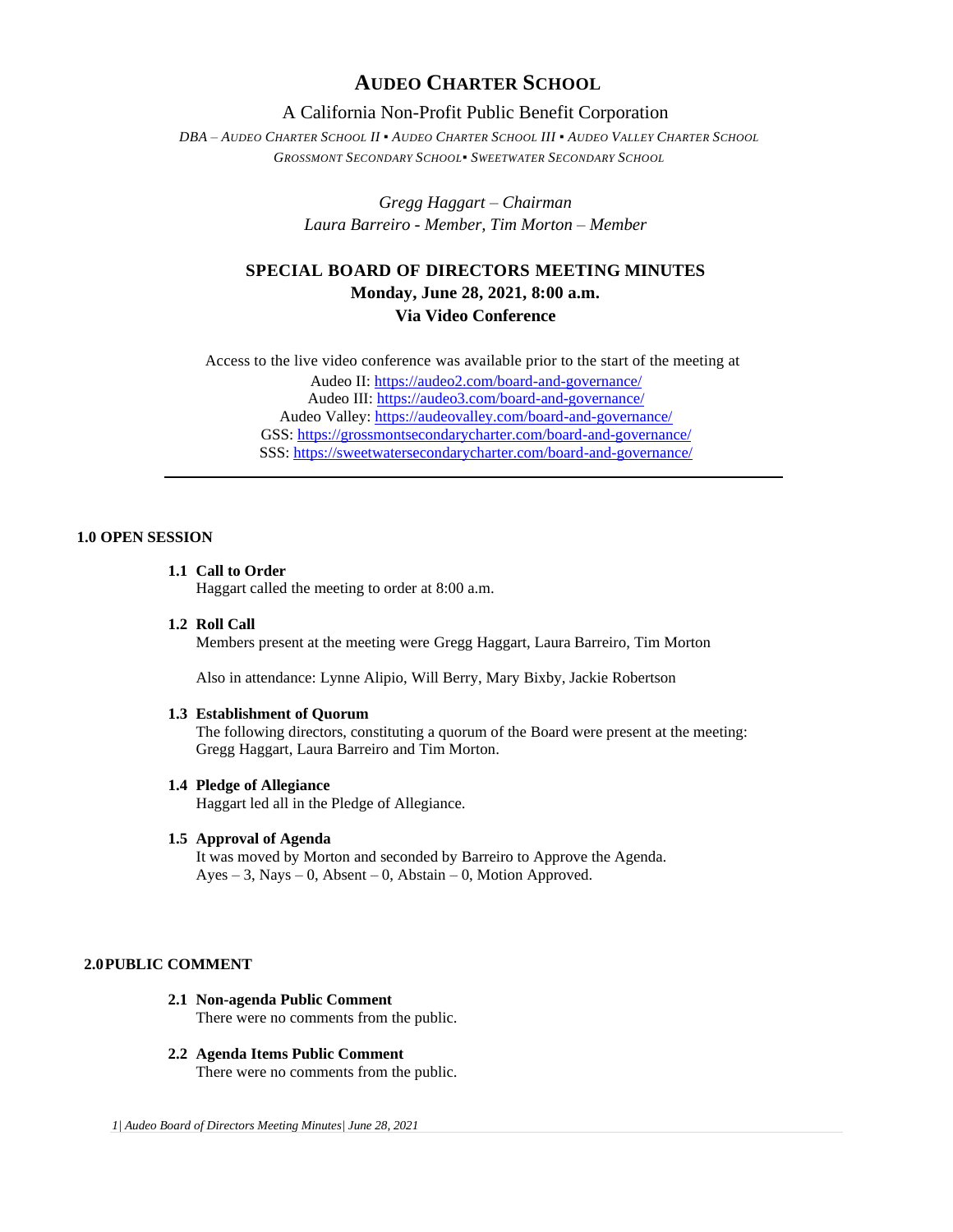# AUDEO CHARTER SCHOOL

A California Non-Profit Public Benefit Corporation

*DBA – AUDEO CHARTER SCHOOL II ▪ AUDEO CHARTER SCHOOL III ▪ AUDEO VALLEY CHARTER SCHOOL*
*GROSSMONT SECONDARY SCHOOL▪ SWEETWATER SECONDARY SCHOOL*

*Gregg Haggart – Chairman*
*Laura Barreiro - Member, Tim Morton – Member*

## SPECIAL BOARD OF DIRECTORS MEETING MINUTES
**Monday, June 28, 2021, 8:00 a.m.**
**Via Video Conference**

Access to the live video conference was available prior to the start of the meeting at
Audeo II: https://audeo2.com/board-and-governance/
Audeo III: https://audeo3.com/board-and-governance/
Audeo Valley: https://audeovalley.com/board-and-governance/
GSS: https://grossmontsecondarycharter.com/board-and-governance/
SSS: https://sweetwatersecondarycharter.com/board-and-governance/

---

### 1.0 OPEN SESSION

**1.1 Call to Order**
Haggart called the meeting to order at 8:00 a.m.

**1.2 Roll Call**
Members present at the meeting were Gregg Haggart, Laura Barreiro, Tim Morton

Also in attendance: Lynne Alipio, Will Berry, Mary Bixby, Jackie Robertson

**1.3 Establishment of Quorum**
The following directors, constituting a quorum of the Board were present at the meeting: Gregg Haggart, Laura Barreiro and Tim Morton.

**1.4 Pledge of Allegiance**
Haggart led all in the Pledge of Allegiance.

**1.5 Approval of Agenda**
It was moved by Morton and seconded by Barreiro to Approve the Agenda.
Ayes – 3, Nays – 0, Absent – 0, Abstain – 0, Motion Approved.

### 2.0 PUBLIC COMMENT

**2.1 Non-agenda Public Comment**
There were no comments from the public.

**2.2 Agenda Items Public Comment**
There were no comments from the public.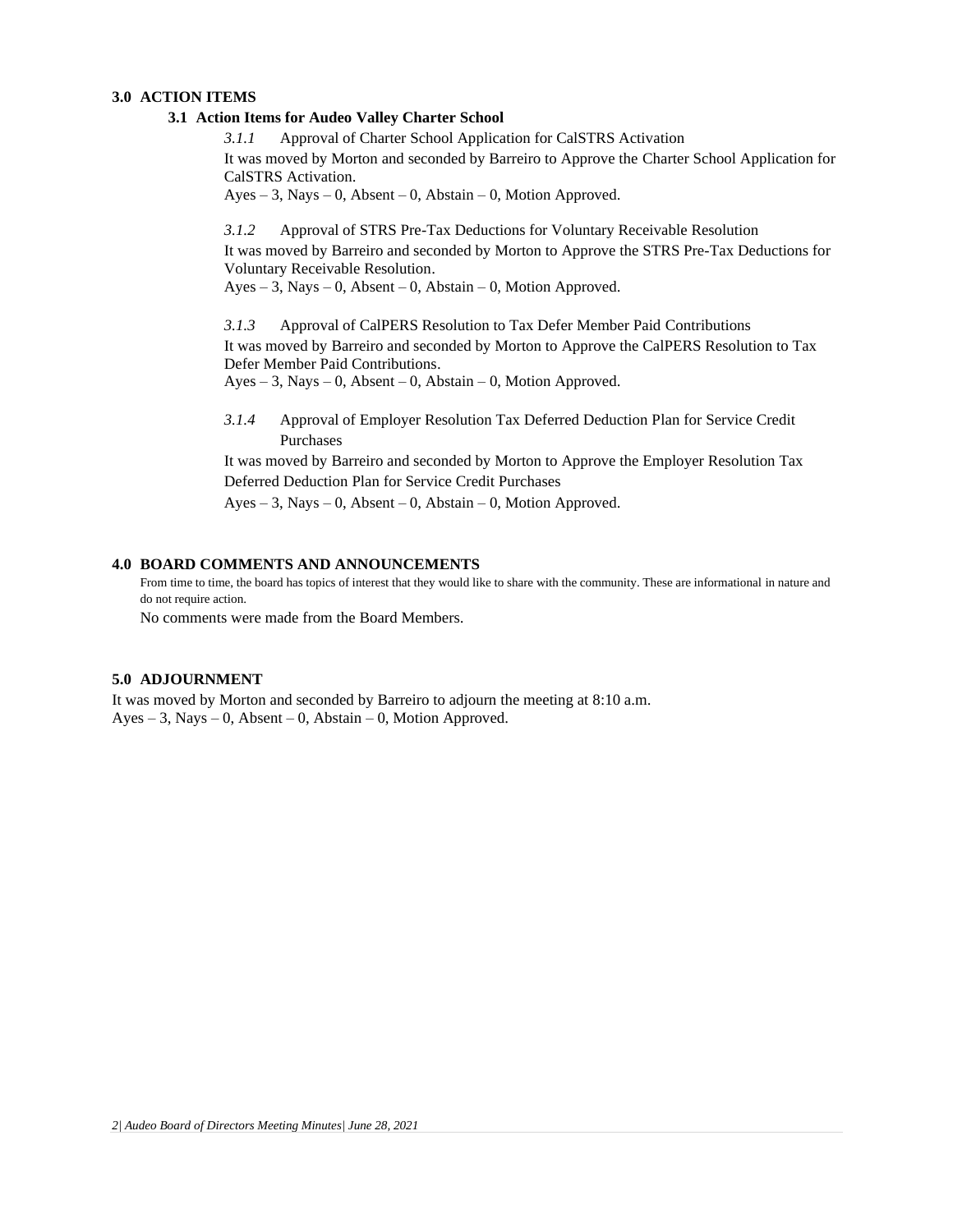## 3.0 ACTION ITEMS

### 3.1 Action Items for Audeo Valley Charter School

*3.1.1* Approval of Charter School Application for CalSTRS Activation

It was moved by Morton and seconded by Barreiro to Approve the Charter School Application for CalSTRS Activation.

Ayes – 3, Nays – 0, Absent – 0, Abstain – 0, Motion Approved.

*3.1.2* Approval of STRS Pre-Tax Deductions for Voluntary Receivable Resolution

It was moved by Barreiro and seconded by Morton to Approve the STRS Pre-Tax Deductions for Voluntary Receivable Resolution.

Ayes – 3, Nays – 0, Absent – 0, Abstain – 0, Motion Approved.

*3.1.3* Approval of CalPERS Resolution to Tax Defer Member Paid Contributions

It was moved by Barreiro and seconded by Morton to Approve the CalPERS Resolution to Tax Defer Member Paid Contributions.

Ayes – 3, Nays – 0, Absent – 0, Abstain – 0, Motion Approved.

*3.1.4* Approval of Employer Resolution Tax Deferred Deduction Plan for Service Credit Purchases

It was moved by Barreiro and seconded by Morton to Approve the Employer Resolution Tax Deferred Deduction Plan for Service Credit Purchases

Ayes – 3, Nays – 0, Absent – 0, Abstain – 0, Motion Approved.

## 4.0 BOARD COMMENTS AND ANNOUNCEMENTS

From time to time, the board has topics of interest that they would like to share with the community. These are informational in nature and do not require action.

No comments were made from the Board Members.

## 5.0 ADJOURNMENT

It was moved by Morton and seconded by Barreiro to adjourn the meeting at 8:10 a.m.

Ayes – 3, Nays – 0, Absent – 0, Abstain – 0, Motion Approved.